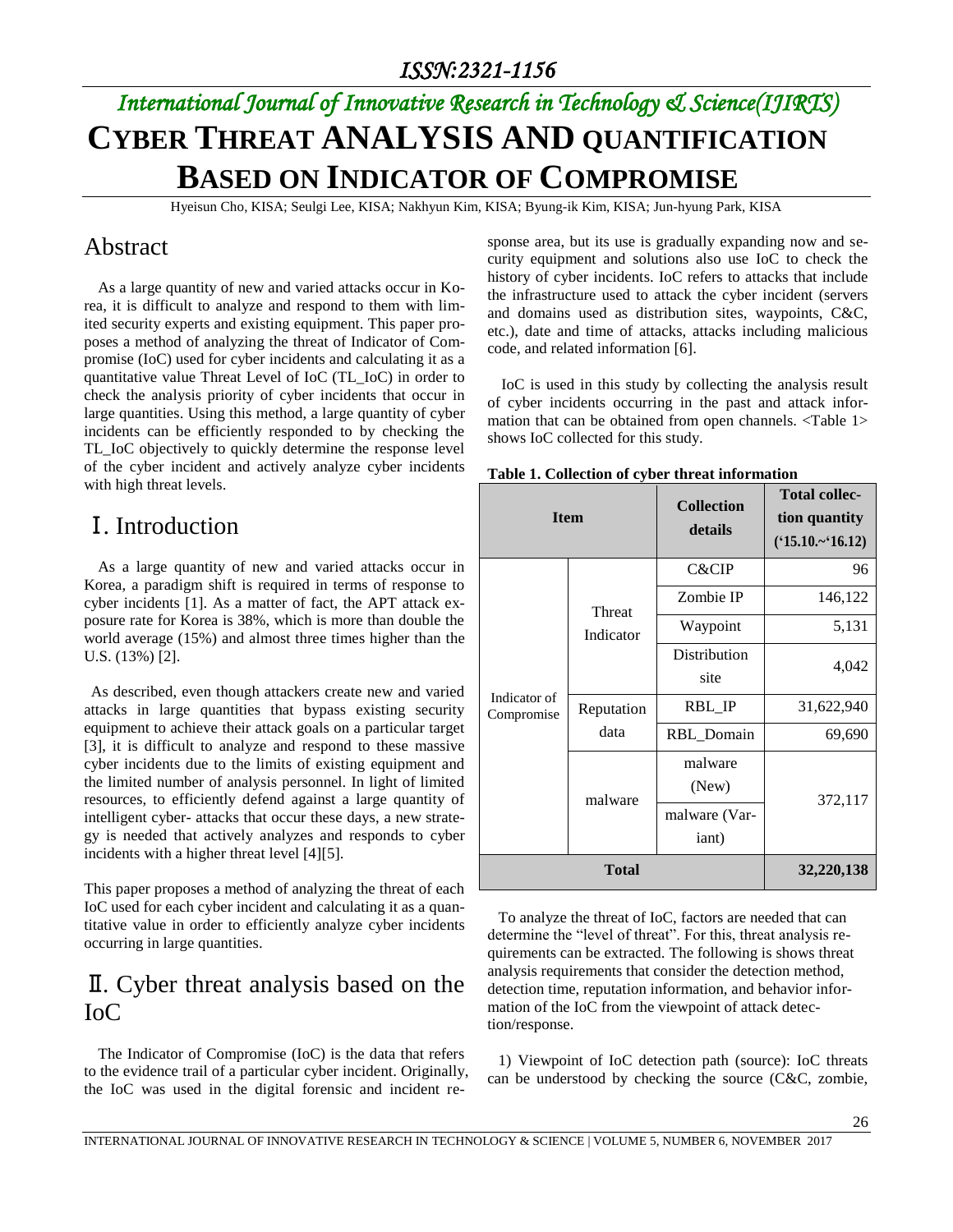*ISSN:2321-1156*

*International Journal of Innovative Research in Technology & Science(IJIRTS)*

# CYBER THREAT ANALYSIS AND QUANTIFICATION BASED ON INDICATOR OF COMPROMISE

Hyeisun Cho, KISA; Seulgi Lee, KISA; Nakhyun Kim, KISA; Byung-ik Kim, KISA; Jun-hyung Park, KISA

## Abstract

As a large quantity of new and varied attacks occur in Korea, it is difficult to analyze and respond to them with limited security experts and existing equipment. This paper proposes a method of analyzing the threat of Indicator of Compromise (IoC) used for cyber incidents and calculating it as a quantitative value Threat Level of IoC (TL_IoC) in order to check the analysis priority of cyber incidents that occur in large quantities. Using this method, a large quantity of cyber incidents can be efficiently responded to by checking the TL_IoC objectively to quickly determine the response level of the cyber incident and actively analyze cyber incidents with high threat levels.

## Ⅰ. Introduction

As a large quantity of new and varied attacks occur in Korea, a paradigm shift is required in terms of response to cyber incidents [1]. As a matter of fact, the APT attack exposure rate for Korea is 38%, which is more than double the world average (15%) and almost three times higher than the U.S. (13%) [2].

As described, even though attackers create new and varied attacks in large quantities that bypass existing security equipment to achieve their attack goals on a particular target [3], it is difficult to analyze and respond to these massive cyber incidents due to the limits of existing equipment and the limited number of analysis personnel. In light of limited resources, to efficiently defend against a large quantity of intelligent cyber- attacks that occur these days, a new strategy is needed that actively analyzes and responds to cyber incidents with a higher threat level [4][5].

This paper proposes a method of analyzing the threat of each IoC used for each cyber incident and calculating it as a quantitative value in order to efficiently analyze cyber incidents occurring in large quantities.

## Ⅱ. Cyber threat analysis based on the IoC

The Indicator of Compromise (IoC) is the data that refers to the evidence trail of a particular cyber incident. Originally, the IoC was used in the digital forensic and incident response area, but its use is gradually expanding now and security equipment and solutions also use IoC to check the history of cyber incidents. IoC refers to attacks that include the infrastructure used to attack the cyber incident (servers and domains used as distribution sites, waypoints, C&C, etc.), date and time of attacks, attacks including malicious code, and related information [6].

IoC is used in this study by collecting the analysis result of cyber incidents occurring in the past and attack information that can be obtained from open channels. <Table 1> shows IoC collected for this study.

**Table 1. Collection of cyber threat information**

| Item | | Collection details | Total collection quantity ('15.10.~'16.12) |
|---|---|---|---|
| Indicator of Compromise | Threat Indicator | C&CIP | 96 |
| | | Zombie IP | 146,122 |
| | | Waypoint | 5,131 |
| | | Distribution site | 4,042 |
| | Reputation data | RBL_IP | 31,622,940 |
| | | RBL_Domain | 69,690 |
| | malware | malware (New) | 372,117 |
| | | malware (Variant) | |
| **Total** | | | **32,220,138** |

To analyze the threat of IoC, factors are needed that can determine the "level of threat". For this, threat analysis requirements can be extracted. The following is shows threat analysis requirements that consider the detection method, detection time, reputation information, and behavior information of the IoC from the viewpoint of attack detection/response.

1) Viewpoint of IoC detection path (source): IoC threats can be understood by checking the source (C&C, zombie,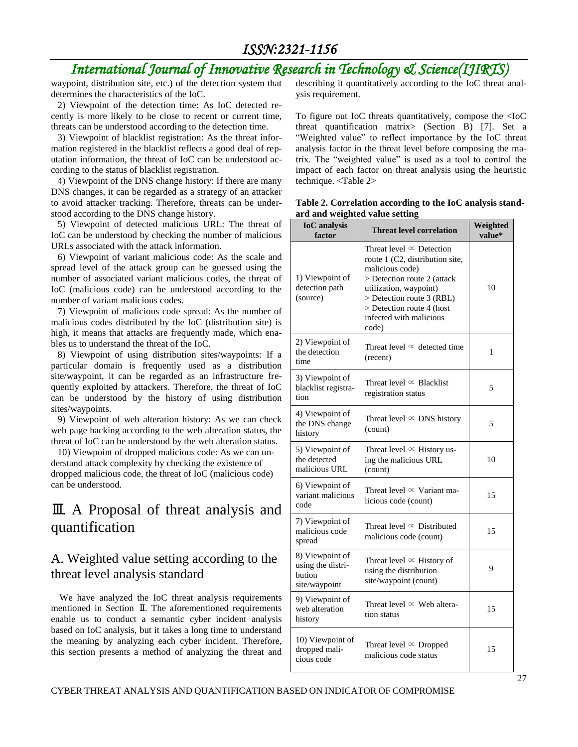waypoint, distribution site, etc.) of the detection system that determines the characteristics of the IoC.

2) Viewpoint of the detection time: As IoC detected recently is more likely to be close to recent or current time, threats can be understood according to the detection time.

3) Viewpoint of blacklist registration: As the threat information registered in the blacklist reflects a good deal of reputation information, the threat of IoC can be understood according to the status of blacklist registration.

4) Viewpoint of the DNS change history: If there are many DNS changes, it can be regarded as a strategy of an attacker to avoid attacker tracking. Therefore, threats can be understood according to the DNS change history.

5) Viewpoint of detected malicious URL: The threat of IoC can be understood by checking the number of malicious URLs associated with the attack information.

6) Viewpoint of variant malicious code: As the scale and spread level of the attack group can be guessed using the number of associated variant malicious codes, the threat of IoC (malicious code) can be understood according to the number of variant malicious codes.

7) Viewpoint of malicious code spread: As the number of malicious codes distributed by the IoC (distribution site) is high, it means that attacks are frequently made, which enables us to understand the threat of the IoC.

8) Viewpoint of using distribution sites/waypoints: If a particular domain is frequently used as a distribution site/waypoint, it can be regarded as an infrastructure frequently exploited by attackers. Therefore, the threat of IoC can be understood by the history of using distribution sites/waypoints.

9) Viewpoint of web alteration history: As we can check web page hacking according to the web alteration status, the threat of IoC can be understood by the web alteration status.

10) Viewpoint of dropped malicious code: As we can understand attack complexity by checking the existence of dropped malicious code, the threat of IoC (malicious code) can be understood.

# Ⅲ. A Proposal of threat analysis and quantification

## A. Weighted value setting according to the threat level analysis standard

We have analyzed the IoC threat analysis requirements mentioned in Section Ⅱ. The aforementioned requirements enable us to conduct a semantic cyber incident analysis based on IoC analysis, but it takes a long time to understand the meaning by analyzing each cyber incident. Therefore, this section presents a method of analyzing the threat and describing it quantitatively according to the IoC threat analysis requirement.

To figure out IoC threats quantitatively, compose the <IoC threat quantification matrix> (Section B) [7]. Set a "Weighted value" to reflect importance by the IoC threat analysis factor in the threat level before composing the matrix. The "weighted value" is used as a tool to control the impact of each factor on threat analysis using the heuristic technique. <Table 2>

**Table 2. Correlation according to the IoC analysis standard and weighted value setting**

| IoC analysis factor | Threat level correlation | Weighted value* |
|---|---|---|
| 1) Viewpoint of detection path (source) | Threat level $\propto$ Detection route 1 (C2, distribution site, malicious code) > Detection route 2 (attack utilization, waypoint) > Detection route 3 (RBL) > Detection route 4 (host infected with malicious code) | 10 |
| 2) Viewpoint of the detection time | Threat level $\propto$ detected time (recent) | 1 |
| 3) Viewpoint of blacklist registration | Threat level $\propto$ Blacklist registration status | 5 |
| 4) Viewpoint of the DNS change history | Threat level $\propto$ DNS history (count) | 5 |
| 5) Viewpoint of the detected malicious URL | Threat level $\propto$ History using the malicious URL (count) | 10 |
| 6) Viewpoint of variant malicious code | Threat level $\propto$ Variant malicious code (count) | 15 |
| 7) Viewpoint of malicious code spread | Threat level $\propto$ Distributed malicious code (count) | 15 |
| 8) Viewpoint of using the distribution site/waypoint | Threat level $\propto$ History of using the distribution site/waypoint (count) | 9 |
| 9) Viewpoint of web alteration history | Threat level $\propto$ Web alteration status | 15 |
| 10) Viewpoint of dropped malicious code | Threat level $\propto$ Dropped malicious code status | 15 |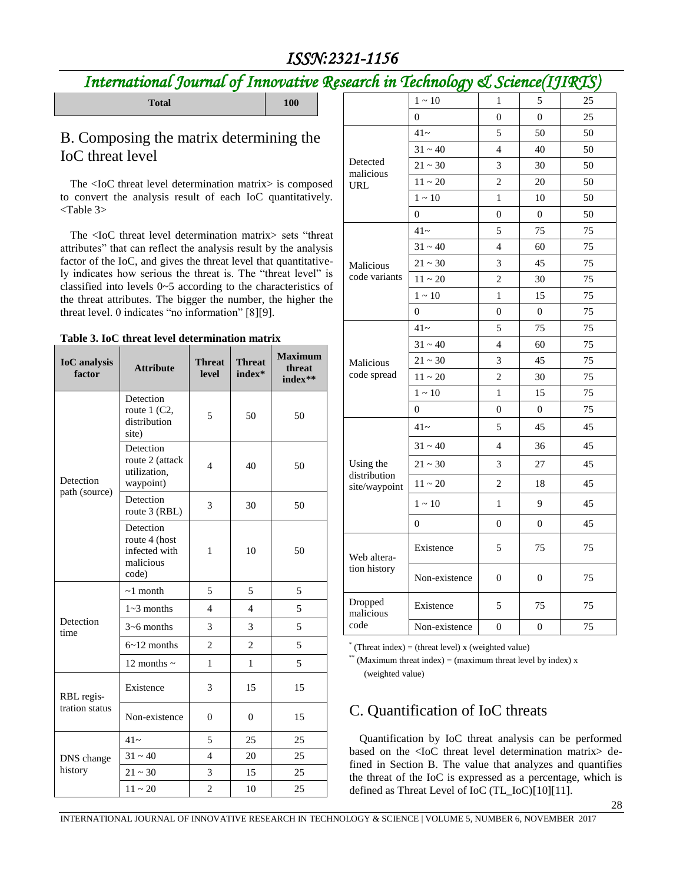| Total | 100 |
|---|---|

## B. Composing the matrix determining the IoC threat level

The <IoC threat level determination matrix> is composed to convert the analysis result of each IoC quantitatively. <Table 3>

The <IoC threat level determination matrix> sets "threat attributes" that can reflect the analysis result by the analysis factor of the IoC, and gives the threat level that quantitatively indicates how serious the threat is. The "threat level" is classified into levels 0~5 according to the characteristics of the threat attributes. The bigger the number, the higher the threat level. 0 indicates "no information" [8][9].

**Table 3. IoC threat level determination matrix**

| IoC analysis factor | Attribute | Threat level | Threat index* | Maximum threat index** |
|---|---|---|---|---|
| Detection path (source) | Detection route 1 (C2, distribution site) | 5 | 50 | 50 |
| | Detection route 2 (attack utilization, waypoint) | 4 | 40 | 50 |
| | Detection route 3 (RBL) | 3 | 30 | 50 |
| | Detection route 4 (host infected with malicious code) | 1 | 10 | 50 |
| Detection time | ~1 month | 5 | 5 | 5 |
| | 1~3 months | 4 | 4 | 5 |
| | 3~6 months | 3 | 3 | 5 |
| | 6~12 months | 2 | 2 | 5 |
| | 12 months ~ | 1 | 1 | 5 |
| RBL registration status | Existence | 3 | 15 | 15 |
| | Non-existence | 0 | 0 | 15 |
| DNS change history | 41~ | 5 | 25 | 25 |
| | 31 ~ 40 | 4 | 20 | 25 |
| | 21 ~ 30 | 3 | 15 | 25 |
| | 11 ~ 20 | 2 | 10 | 25 |
| | 1 ~ 10 | 1 | 5 | 25 |
| | 0 | 0 | 0 | 25 |
| Detected malicious URL | 41~ | 5 | 50 | 50 |
| | 31 ~ 40 | 4 | 40 | 50 |
| | 21 ~ 30 | 3 | 30 | 50 |
| | 11 ~ 20 | 2 | 20 | 50 |
| | 1 ~ 10 | 1 | 10 | 50 |
| | 0 | 0 | 0 | 50 |
| Malicious code variants | 41~ | 5 | 75 | 75 |
| | 31 ~ 40 | 4 | 60 | 75 |
| | 21 ~ 30 | 3 | 45 | 75 |
| | 11 ~ 20 | 2 | 30 | 75 |
| | 1 ~ 10 | 1 | 15 | 75 |
| | 0 | 0 | 0 | 75 |
| Malicious code spread | 41~ | 5 | 75 | 75 |
| | 31 ~ 40 | 4 | 60 | 75 |
| | 21 ~ 30 | 3 | 45 | 75 |
| | 11 ~ 20 | 2 | 30 | 75 |
| | 1 ~ 10 | 1 | 15 | 75 |
| | 0 | 0 | 0 | 75 |
| Using the distribution site/waypoint | 41~ | 5 | 45 | 45 |
| | 31 ~ 40 | 4 | 36 | 45 |
| | 21 ~ 30 | 3 | 27 | 45 |
| | 11 ~ 20 | 2 | 18 | 45 |
| | 1 ~ 10 | 1 | 9 | 45 |
| | 0 | 0 | 0 | 45 |
| Web alteration history | Existence | 5 | 75 | 75 |
| | Non-existence | 0 | 0 | 75 |
| Dropped malicious code | Existence | 5 | 75 | 75 |
| | Non-existence | 0 | 0 | 75 |

\* (Threat index) = (threat level) x (weighted value)

\*\* (Maximum threat index) = (maximum threat level by index) x (weighted value)

## C. Quantification of IoC threats

Quantification by IoC threat analysis can be performed based on the <IoC threat level determination matrix> defined in Section B. The value that analyzes and quantifies the threat of the IoC is expressed as a percentage, which is defined as Threat Level of IoC (TL_IoC)[10][11].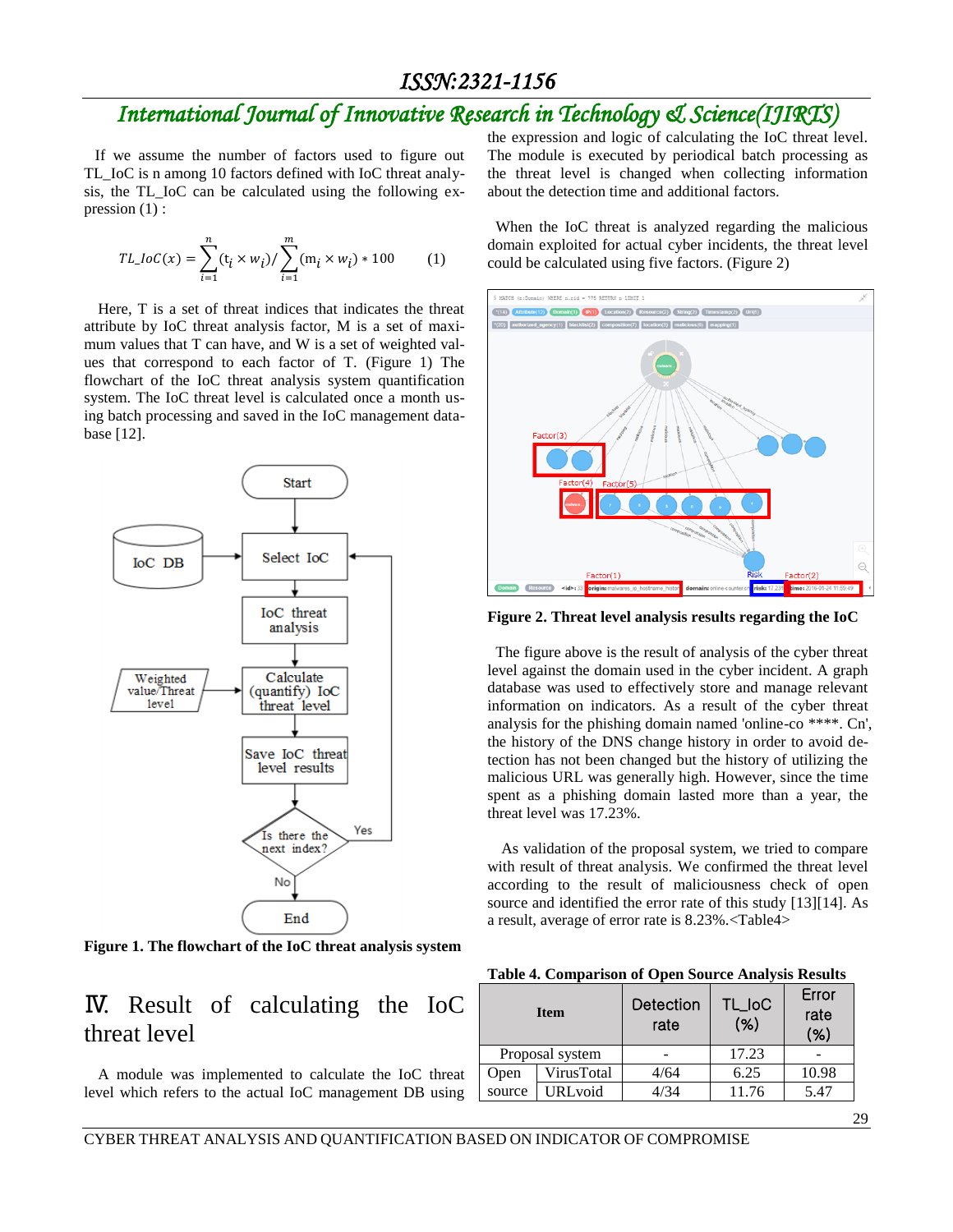If we assume the number of factors used to figure out TL_IoC is n among 10 factors defined with IoC threat analysis, the TL_IoC can be calculated using the following expression (1) :

$$TL\_IoC(x) = \sum_{i=1}^{n}(t_i \times w_i) / \sum_{i=1}^{m}(m_i \times w_i) * 100 \qquad (1)$$

Here, T is a set of threat indices that indicates the threat attribute by IoC threat analysis factor, M is a set of maximum values that T can have, and W is a set of weighted values that correspond to each factor of T. (Figure 1) The flowchart of the IoC threat analysis system quantification system. The IoC threat level is calculated once a month using batch processing and saved in the IoC management database [12].

**Figure 1. The flowchart of the IoC threat analysis system**

# Ⅳ. Result of calculating the IoC threat level

A module was implemented to calculate the IoC threat level which refers to the actual IoC management DB using the expression and logic of calculating the IoC threat level. The module is executed by periodical batch processing as the threat level is changed when collecting information about the detection time and additional factors.

When the IoC threat is analyzed regarding the malicious domain exploited for actual cyber incidents, the threat level could be calculated using five factors. (Figure 2)

**Figure 2. Threat level analysis results regarding the IoC**

The figure above is the result of analysis of the cyber threat level against the domain used in the cyber incident. A graph database was used to effectively store and manage relevant information on indicators. As a result of the cyber threat analysis for the phishing domain named 'online-co ****. Cn', the history of the DNS change history in order to avoid detection has not been changed but the history of utilizing the malicious URL was generally high. However, since the time spent as a phishing domain lasted more than a year, the threat level was 17.23%.

As validation of the proposal system, we tried to compare with result of threat analysis. We confirmed the threat level according to the result of maliciousness check of open source and identified the error rate of this study [13][14]. As a result, average of error rate is 8.23%.<Table4>

**Table 4. Comparison of Open Source Analysis Results**

| Item | | Detection rate | TL_IoC (%) | Error rate (%) |
|---|---|---|---|---|
| Proposal system | | - | 17.23 | - |
| Open source | VirusTotal | 4/64 | 6.25 | 10.98 |
| | URLvoid | 4/34 | 11.76 | 5.47 |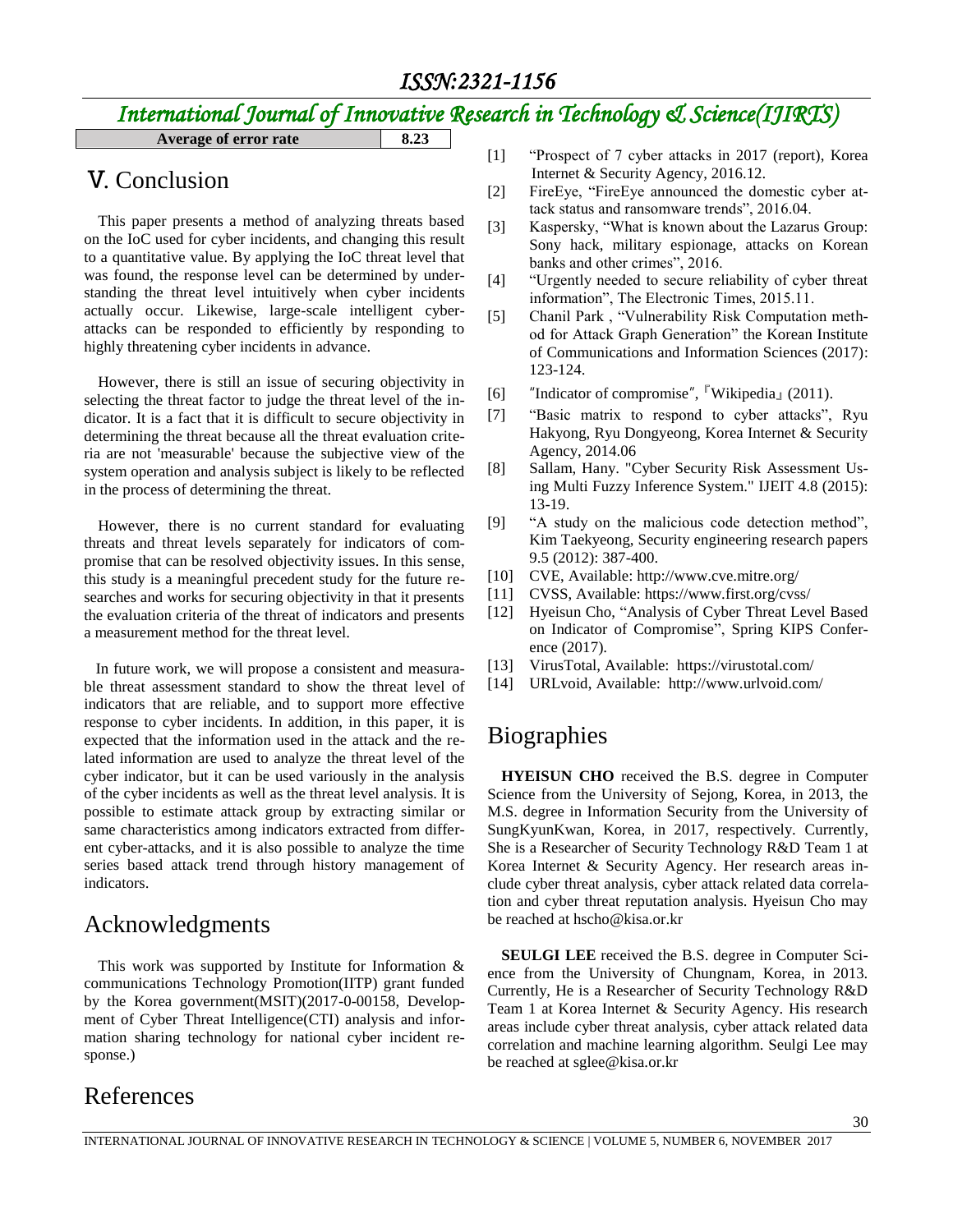| Average of error rate | 8.23 |
|---|---|

# Ⅴ. Conclusion

This paper presents a method of analyzing threats based on the IoC used for cyber incidents, and changing this result to a quantitative value. By applying the IoC threat level that was found, the response level can be determined by understanding the threat level intuitively when cyber incidents actually occur. Likewise, large-scale intelligent cyber-attacks can be responded to efficiently by responding to highly threatening cyber incidents in advance.

However, there is still an issue of securing objectivity in selecting the threat factor to judge the threat level of the indicator. It is a fact that it is difficult to secure objectivity in determining the threat because all the threat evaluation criteria are not 'measurable' because the subjective view of the system operation and analysis subject is likely to be reflected in the process of determining the threat.

However, there is no current standard for evaluating threats and threat levels separately for indicators of compromise that can be resolved objectivity issues. In this sense, this study is a meaningful precedent study for the future researches and works for securing objectivity in that it presents the evaluation criteria of the threat of indicators and presents a measurement method for the threat level.

In future work, we will propose a consistent and measurable threat assessment standard to show the threat level of indicators that are reliable, and to support more effective response to cyber incidents. In addition, in this paper, it is expected that the information used in the attack and the related information are used to analyze the threat level of the cyber indicator, but it can be used variously in the analysis of the cyber incidents as well as the threat level analysis. It is possible to estimate attack group by extracting similar or same characteristics among indicators extracted from different cyber-attacks, and it is also possible to analyze the time series based attack trend through history management of indicators.

# Acknowledgments

This work was supported by Institute for Information & communications Technology Promotion(IITP) grant funded by the Korea government(MSIT)(2017-0-00158, Development of Cyber Threat Intelligence(CTI) analysis and information sharing technology for national cyber incident response.)

# References

[1] "Prospect of 7 cyber attacks in 2017 (report), Korea Internet & Security Agency, 2016.12.

[2] FireEye, "FireEye announced the domestic cyber attack status and ransomware trends", 2016.04.

[3] Kaspersky, "What is known about the Lazarus Group: Sony hack, military espionage, attacks on Korean banks and other crimes", 2016.

[4] "Urgently needed to secure reliability of cyber threat information", The Electronic Times, 2015.11.

[5] Chanil Park , "Vulnerability Risk Computation method for Attack Graph Generation" the Korean Institute of Communications and Information Sciences (2017): 123-124.

[6] "Indicator of compromise", 『Wikipedia』 (2011).

[7] "Basic matrix to respond to cyber attacks", Ryu Hakyong, Ryu Dongyeong, Korea Internet & Security Agency, 2014.06

[8] Sallam, Hany. "Cyber Security Risk Assessment Using Multi Fuzzy Inference System." IJEIT 4.8 (2015): 13-19.

[9] "A study on the malicious code detection method", Kim Taekyeong, Security engineering research papers 9.5 (2012): 387-400.

[10] CVE, Available: http://www.cve.mitre.org/

[11] CVSS, Available: https://www.first.org/cvss/

[12] Hyeisun Cho, "Analysis of Cyber Threat Level Based on Indicator of Compromise", Spring KIPS Conference (2017).

[13] VirusTotal, Available: https://virustotal.com/

[14] URLvoid, Available: http://www.urlvoid.com/

# Biographies

**HYEISUN CHO** received the B.S. degree in Computer Science from the University of Sejong, Korea, in 2013, the M.S. degree in Information Security from the University of SungKyunKwan, Korea, in 2017, respectively. Currently, She is a Researcher of Security Technology R&D Team 1 at Korea Internet & Security Agency. Her research areas include cyber threat analysis, cyber attack related data correlation and cyber threat reputation analysis. Hyeisun Cho may be reached at hscho@kisa.or.kr

**SEULGI LEE** received the B.S. degree in Computer Science from the University of Chungnam, Korea, in 2013. Currently, He is a Researcher of Security Technology R&D Team 1 at Korea Internet & Security Agency. His research areas include cyber threat analysis, cyber attack related data correlation and machine learning algorithm. Seulgi Lee may be reached at sglee@kisa.or.kr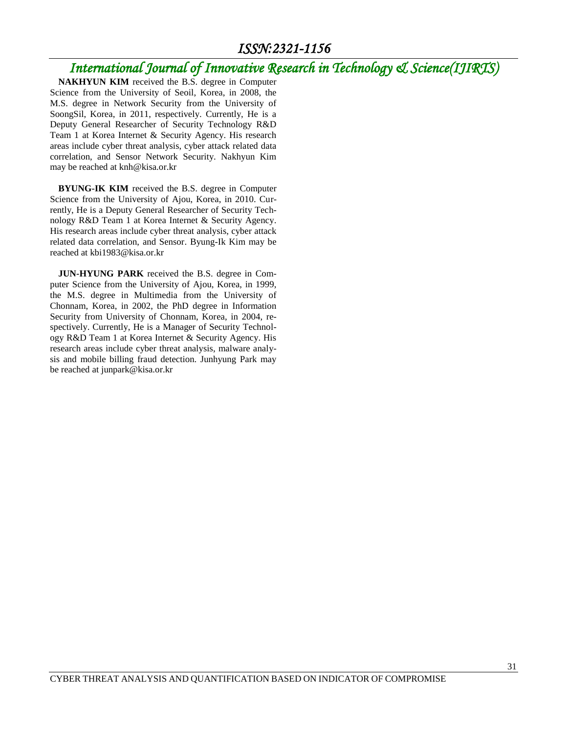**NAKHYUN KIM** received the B.S. degree in Computer Science from the University of Seoil, Korea, in 2008, the M.S. degree in Network Security from the University of SoongSil, Korea, in 2011, respectively. Currently, He is a Deputy General Researcher of Security Technology R&D Team 1 at Korea Internet & Security Agency. His research areas include cyber threat analysis, cyber attack related data correlation, and Sensor Network Security. Nakhyun Kim may be reached at knh@kisa.or.kr

**BYUNG-IK KIM** received the B.S. degree in Computer Science from the University of Ajou, Korea, in 2010. Currently, He is a Deputy General Researcher of Security Technology R&D Team 1 at Korea Internet & Security Agency. His research areas include cyber threat analysis, cyber attack related data correlation, and Sensor. Byung-Ik Kim may be reached at kbi1983@kisa.or.kr

**JUN-HYUNG PARK** received the B.S. degree in Computer Science from the University of Ajou, Korea, in 1999, the M.S. degree in Multimedia from the University of Chonnam, Korea, in 2002, the PhD degree in Information Security from University of Chonnam, Korea, in 2004, respectively. Currently, He is a Manager of Security Technology R&D Team 1 at Korea Internet & Security Agency. His research areas include cyber threat analysis, malware analysis and mobile billing fraud detection. Junhyung Park may be reached at junpark@kisa.or.kr